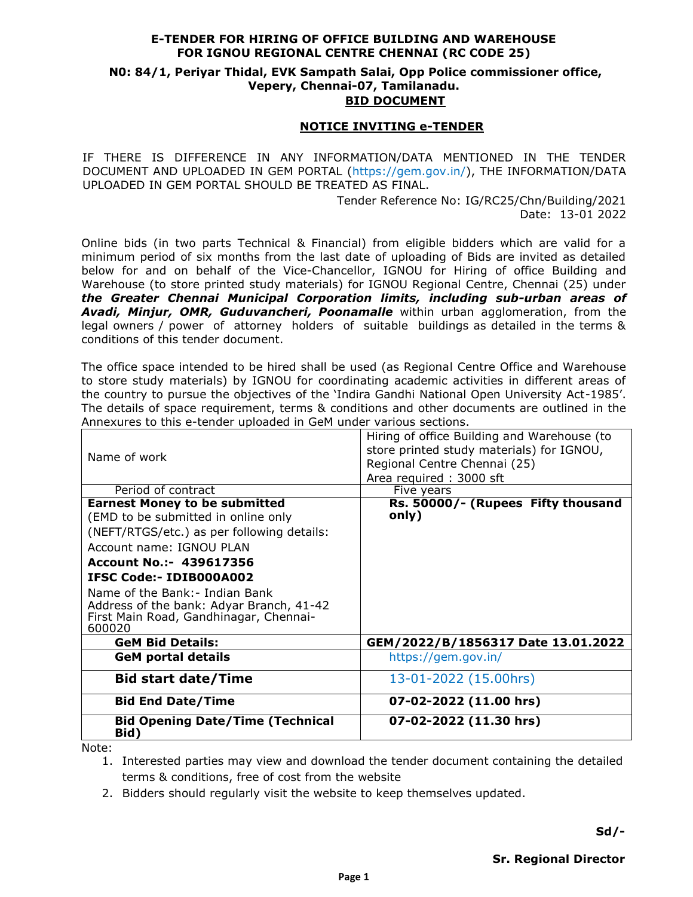# E-TENDER FOR HIRING OF OFFICE BUILDING AND WAREHOUSE FOR IGNOU REGIONAL CENTRE CHENNAI (RC CODE 25)

**N0: 84/1, Periyar Thidal, EVK Sampath Salai, Opp Police commissioner office, Vepery, Chennai-07, Tamilanadu.**

**BID DOCUMENT**

## NOTICE INVITING e-TENDER

IF THERE IS DIFFERENCE IN ANY INFORMATION/DATA MENTIONED IN THE TENDER DOCUMENT AND UPLOADED IN GEM PORTAL (https://gem.gov.in/), THE INFORMATION/DATA UPLOADED IN GEM PORTAL SHOULD BE TREATED AS FINAL.

Tender Reference No: IG/RC25/Chn/Building/2021
Date: 13-01 2022

Online bids (in two parts Technical & Financial) from eligible bidders which are valid for a minimum period of six months from the last date of uploading of Bids are invited as detailed below for and on behalf of the Vice-Chancellor, IGNOU for Hiring of office Building and Warehouse (to store printed study materials) for IGNOU Regional Centre, Chennai (25) under ***the Greater Chennai Municipal Corporation limits, including sub-urban areas of Avadi, Minjur, OMR, Guduvancheri, Poonamalle*** within urban agglomeration, from the legal owners / power of attorney holders of suitable buildings as detailed in the terms & conditions of this tender document.

The office space intended to be hired shall be used (as Regional Centre Office and Warehouse to store study materials) by IGNOU for coordinating academic activities in different areas of the country to pursue the objectives of the 'Indira Gandhi National Open University Act-1985'. The details of space requirement, terms & conditions and other documents are outlined in the Annexures to this e-tender uploaded in GeM under various sections.

| | |
|---|---|
| Name of work | Hiring of office Building and Warehouse (to store printed study materials) for IGNOU, Regional Centre Chennai (25)<br>Area required : 3000 sft |
| Period of contract | Five years |
| **Earnest Money to be submitted**<br>(EMD to be submitted in online only (NEFT/RTGS/etc.) as per following details:<br>Account name: IGNOU PLAN<br>**Account No.:- 439617356**<br>**IFSC Code:- IDIB000A002**<br>Name of the Bank:- Indian Bank<br>Address of the bank: Adyar Branch, 41-42 First Main Road, Gandhinagar, Chennai-600020 | **Rs. 50000/- (Rupees Fifty thousand only)** |
| **GeM Bid Details:** | **GEM/2022/B/1856317 Date 13.01.2022** |
| **GeM portal details** | https://gem.gov.in/ |
| **Bid start date/Time** | 13-01-2022 (15.00hrs) |
| **Bid End Date/Time** | **07-02-2022 (11.00 hrs)** |
| **Bid Opening Date/Time (Technical Bid)** | **07-02-2022 (11.30 hrs)** |

Note:

1. Interested parties may view and download the tender document containing the detailed terms & conditions, free of cost from the website
2. Bidders should regularly visit the website to keep themselves updated.

**Sd/-**

**Sr. Regional Director**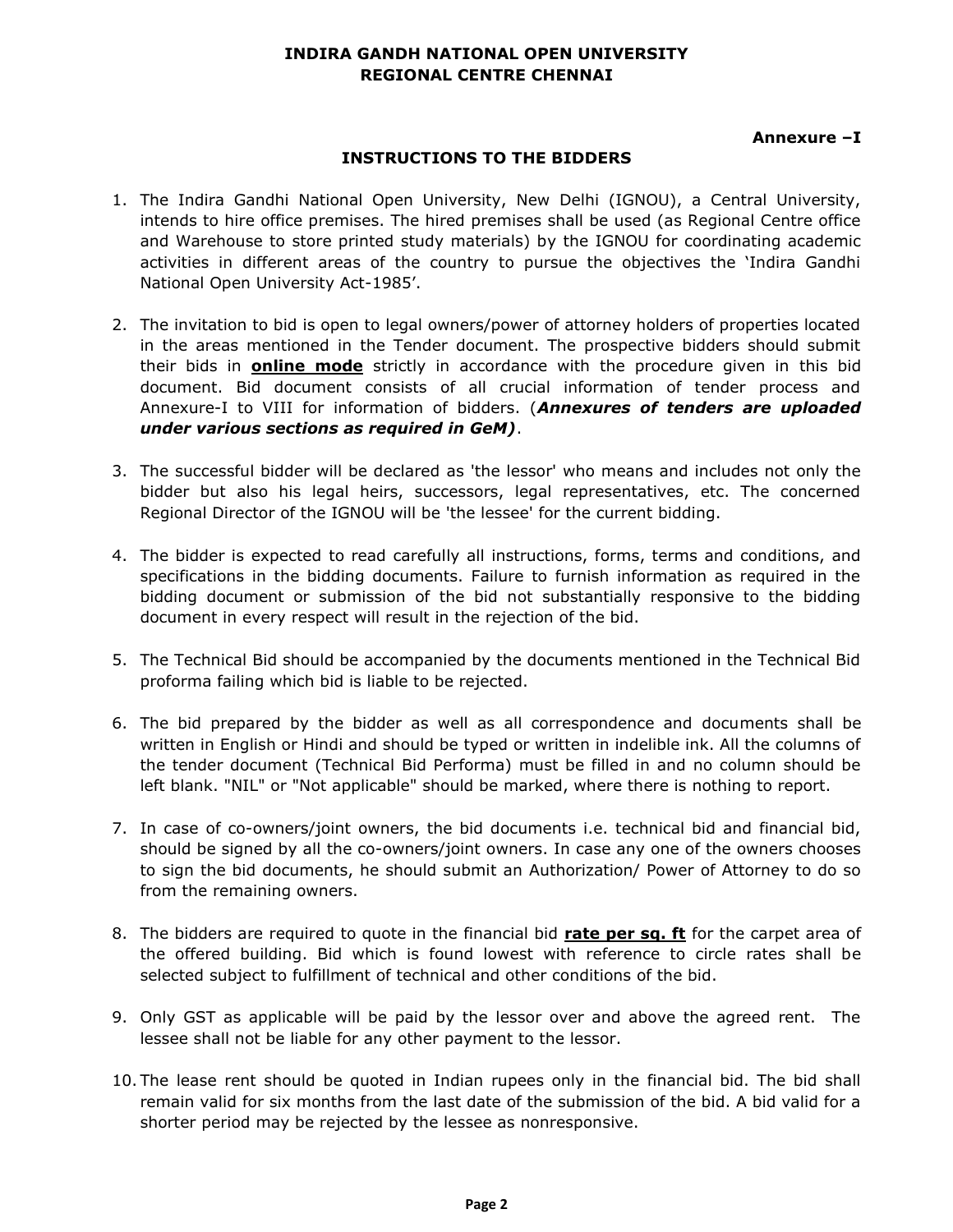**INDIRA GANDH NATIONAL OPEN UNIVERSITY**
**REGIONAL CENTRE CHENNAI**

**Annexure –I**

## INSTRUCTIONS TO THE BIDDERS

1. The Indira Gandhi National Open University, New Delhi (IGNOU), a Central University, intends to hire office premises. The hired premises shall be used (as Regional Centre office and Warehouse to store printed study materials) by the IGNOU for coordinating academic activities in different areas of the country to pursue the objectives the 'Indira Gandhi National Open University Act-1985'.

2. The invitation to bid is open to legal owners/power of attorney holders of properties located in the areas mentioned in the Tender document. The prospective bidders should submit their bids in **online mode** strictly in accordance with the procedure given in this bid document. Bid document consists of all crucial information of tender process and Annexure-I to VIII for information of bidders. (***Annexures of tenders are uploaded under various sections as required in GeM)***.

3. The successful bidder will be declared as 'the lessor' who means and includes not only the bidder but also his legal heirs, successors, legal representatives, etc. The concerned Regional Director of the IGNOU will be 'the lessee' for the current bidding.

4. The bidder is expected to read carefully all instructions, forms, terms and conditions, and specifications in the bidding documents. Failure to furnish information as required in the bidding document or submission of the bid not substantially responsive to the bidding document in every respect will result in the rejection of the bid.

5. The Technical Bid should be accompanied by the documents mentioned in the Technical Bid proforma failing which bid is liable to be rejected.

6. The bid prepared by the bidder as well as all correspondence and documents shall be written in English or Hindi and should be typed or written in indelible ink. All the columns of the tender document (Technical Bid Performa) must be filled in and no column should be left blank. "NIL" or "Not applicable" should be marked, where there is nothing to report.

7. In case of co-owners/joint owners, the bid documents i.e. technical bid and financial bid, should be signed by all the co-owners/joint owners. In case any one of the owners chooses to sign the bid documents, he should submit an Authorization/ Power of Attorney to do so from the remaining owners.

8. The bidders are required to quote in the financial bid **rate per sq. ft** for the carpet area of the offered building. Bid which is found lowest with reference to circle rates shall be selected subject to fulfillment of technical and other conditions of the bid.

9. Only GST as applicable will be paid by the lessor over and above the agreed rent. The lessee shall not be liable for any other payment to the lessor.

10. The lease rent should be quoted in Indian rupees only in the financial bid. The bid shall remain valid for six months from the last date of the submission of the bid. A bid valid for a shorter period may be rejected by the lessee as nonresponsive.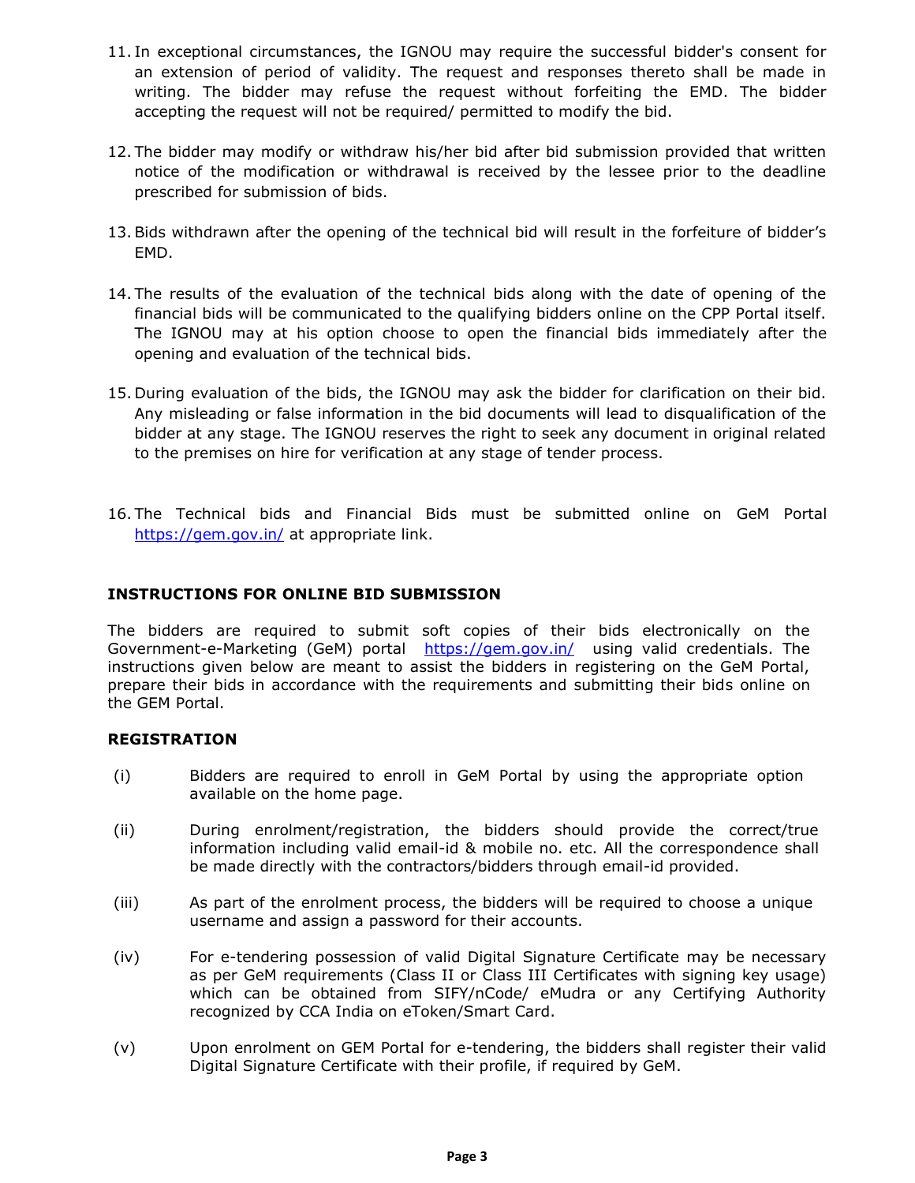11. In exceptional circumstances, the IGNOU may require the successful bidder's consent for an extension of period of validity. The request and responses thereto shall be made in writing. The bidder may refuse the request without forfeiting the EMD. The bidder accepting the request will not be required/ permitted to modify the bid.

12. The bidder may modify or withdraw his/her bid after bid submission provided that written notice of the modification or withdrawal is received by the lessee prior to the deadline prescribed for submission of bids.

13. Bids withdrawn after the opening of the technical bid will result in the forfeiture of bidder's EMD.

14. The results of the evaluation of the technical bids along with the date of opening of the financial bids will be communicated to the qualifying bidders online on the CPP Portal itself. The IGNOU may at his option choose to open the financial bids immediately after the opening and evaluation of the technical bids.

15. During evaluation of the bids, the IGNOU may ask the bidder for clarification on their bid. Any misleading or false information in the bid documents will lead to disqualification of the bidder at any stage. The IGNOU reserves the right to seek any document in original related to the premises on hire for verification at any stage of tender process.

16. The Technical bids and Financial Bids must be submitted online on GeM Portal https://gem.gov.in/ at appropriate link.

**INSTRUCTIONS FOR ONLINE BID SUBMISSION**

The bidders are required to submit soft copies of their bids electronically on the Government-e-Marketing (GeM) portal https://gem.gov.in/ using valid credentials. The instructions given below are meant to assist the bidders in registering on the GeM Portal, prepare their bids in accordance with the requirements and submitting their bids online on the GEM Portal.

**REGISTRATION**

(i) Bidders are required to enroll in GeM Portal by using the appropriate option available on the home page.

(ii) During enrolment/registration, the bidders should provide the correct/true information including valid email-id & mobile no. etc. All the correspondence shall be made directly with the contractors/bidders through email-id provided.

(iii) As part of the enrolment process, the bidders will be required to choose a unique username and assign a password for their accounts.

(iv) For e-tendering possession of valid Digital Signature Certificate may be necessary as per GeM requirements (Class II or Class III Certificates with signing key usage) which can be obtained from SIFY/nCode/ eMudra or any Certifying Authority recognized by CCA India on eToken/Smart Card.

(v) Upon enrolment on GEM Portal for e-tendering, the bidders shall register their valid Digital Signature Certificate with their profile, if required by GeM.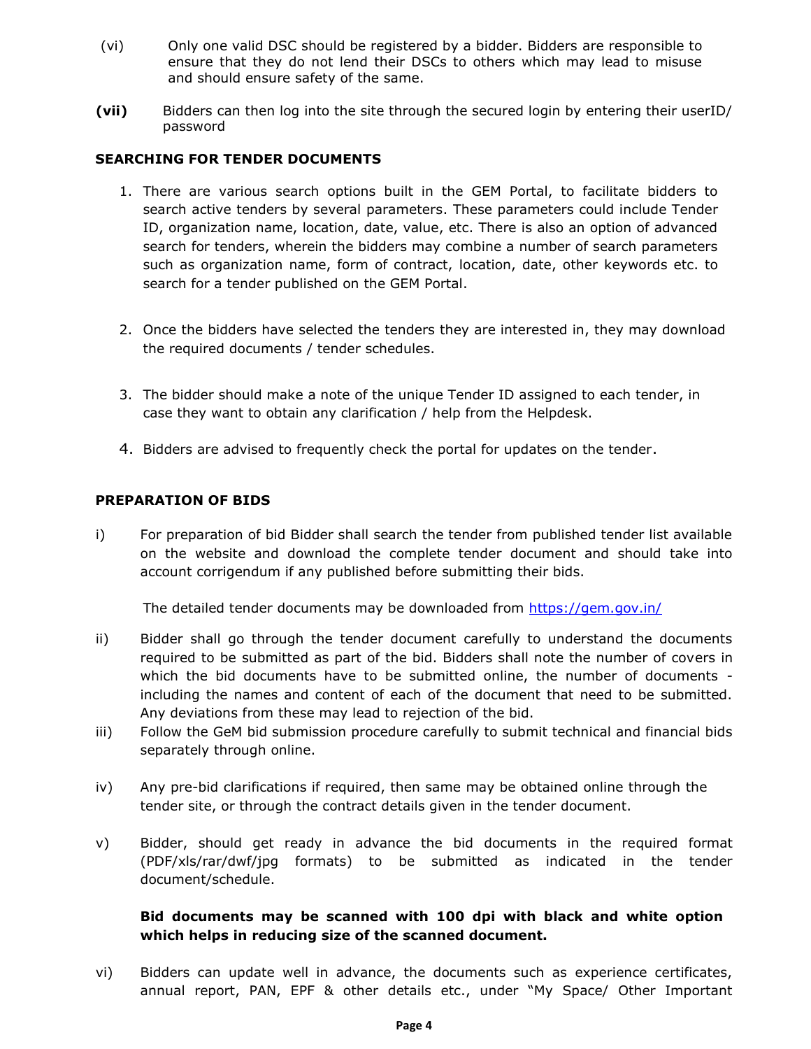(vi) Only one valid DSC should be registered by a bidder. Bidders are responsible to ensure that they do not lend their DSCs to others which may lead to misuse and should ensure safety of the same.

**(vii)** Bidders can then log into the site through the secured login by entering their userID/ password

**SEARCHING FOR TENDER DOCUMENTS**

1. There are various search options built in the GEM Portal, to facilitate bidders to search active tenders by several parameters. These parameters could include Tender ID, organization name, location, date, value, etc. There is also an option of advanced search for tenders, wherein the bidders may combine a number of search parameters such as organization name, form of contract, location, date, other keywords etc. to search for a tender published on the GEM Portal.

2. Once the bidders have selected the tenders they are interested in, they may download the required documents / tender schedules.

3. The bidder should make a note of the unique Tender ID assigned to each tender, in case they want to obtain any clarification / help from the Helpdesk.

4. Bidders are advised to frequently check the portal for updates on the tender.

**PREPARATION OF BIDS**

i) For preparation of bid Bidder shall search the tender from published tender list available on the website and download the complete tender document and should take into account corrigendum if any published before submitting their bids.

   The detailed tender documents may be downloaded from https://gem.gov.in/

ii) Bidder shall go through the tender document carefully to understand the documents required to be submitted as part of the bid. Bidders shall note the number of covers in which the bid documents have to be submitted online, the number of documents - including the names and content of each of the document that need to be submitted. Any deviations from these may lead to rejection of the bid.

iii) Follow the GeM bid submission procedure carefully to submit technical and financial bids separately through online.

iv) Any pre-bid clarifications if required, then same may be obtained online through the tender site, or through the contract details given in the tender document.

v) Bidder, should get ready in advance the bid documents in the required format (PDF/xls/rar/dwf/jpg formats) to be submitted as indicated in the tender document/schedule.

   **Bid documents may be scanned with 100 dpi with black and white option which helps in reducing size of the scanned document.**

vi) Bidders can update well in advance, the documents such as experience certificates, annual report, PAN, EPF & other details etc., under "My Space/ Other Important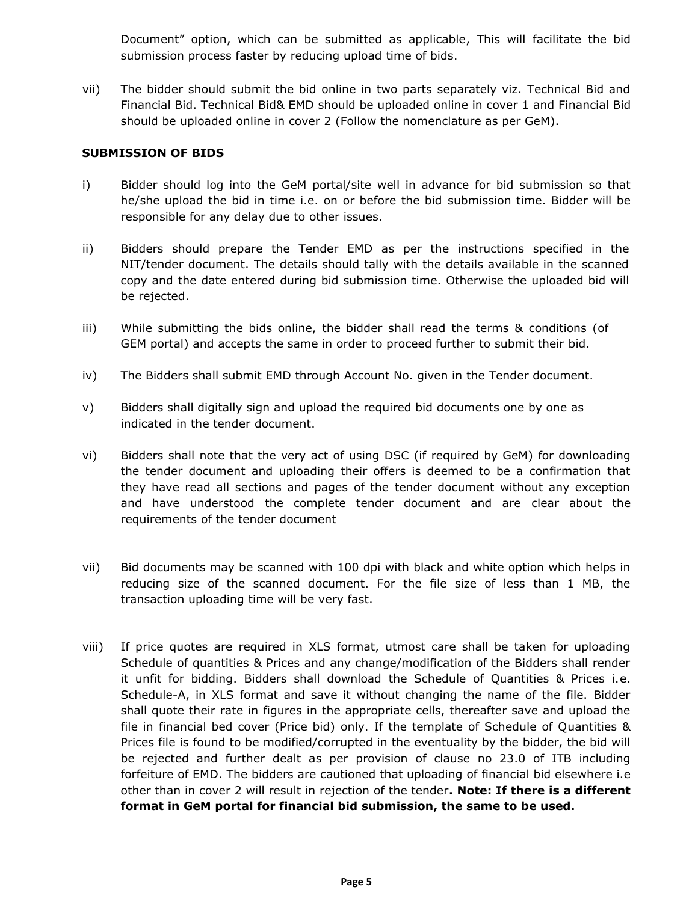Document” option, which can be submitted as applicable, This will facilitate the bid submission process faster by reducing upload time of bids.

vii) The bidder should submit the bid online in two parts separately viz. Technical Bid and Financial Bid. Technical Bid& EMD should be uploaded online in cover 1 and Financial Bid should be uploaded online in cover 2 (Follow the nomenclature as per GeM).

**SUBMISSION OF BIDS**

i) Bidder should log into the GeM portal/site well in advance for bid submission so that he/she upload the bid in time i.e. on or before the bid submission time. Bidder will be responsible for any delay due to other issues.

ii) Bidders should prepare the Tender EMD as per the instructions specified in the NIT/tender document. The details should tally with the details available in the scanned copy and the date entered during bid submission time. Otherwise the uploaded bid will be rejected.

iii) While submitting the bids online, the bidder shall read the terms & conditions (of GEM portal) and accepts the same in order to proceed further to submit their bid.

iv) The Bidders shall submit EMD through Account No. given in the Tender document.

v) Bidders shall digitally sign and upload the required bid documents one by one as indicated in the tender document.

vi) Bidders shall note that the very act of using DSC (if required by GeM) for downloading the tender document and uploading their offers is deemed to be a confirmation that they have read all sections and pages of the tender document without any exception and have understood the complete tender document and are clear about the requirements of the tender document

vii) Bid documents may be scanned with 100 dpi with black and white option which helps in reducing size of the scanned document. For the file size of less than 1 MB, the transaction uploading time will be very fast.

viii) If price quotes are required in XLS format, utmost care shall be taken for uploading Schedule of quantities & Prices and any change/modification of the Bidders shall render it unfit for bidding. Bidders shall download the Schedule of Quantities & Prices i.e. Schedule-A, in XLS format and save it without changing the name of the file. Bidder shall quote their rate in figures in the appropriate cells, thereafter save and upload the file in financial bed cover (Price bid) only. If the template of Schedule of Quantities & Prices file is found to be modified/corrupted in the eventuality by the bidder, the bid will be rejected and further dealt as per provision of clause no 23.0 of ITB including forfeiture of EMD. The bidders are cautioned that uploading of financial bid elsewhere i.e other than in cover 2 will result in rejection of the tender**. Note: If there is a different format in GeM portal for financial bid submission, the same to be used.**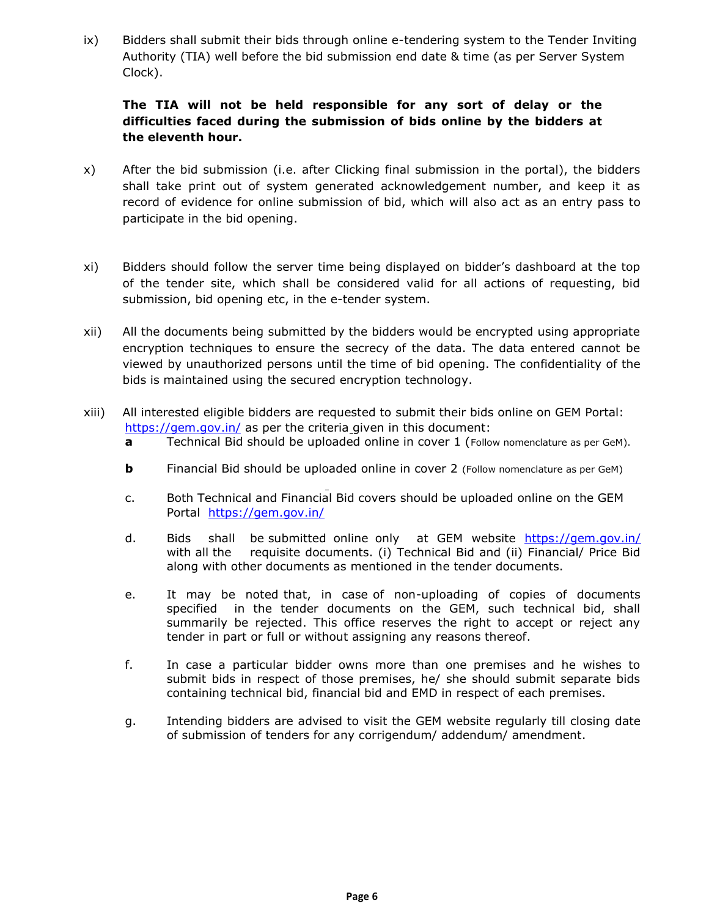ix) Bidders shall submit their bids through online e-tendering system to the Tender Inviting Authority (TIA) well before the bid submission end date & time (as per Server System Clock).

**The TIA will not be held responsible for any sort of delay or the difficulties faced during the submission of bids online by the bidders at the eleventh hour.**

x) After the bid submission (i.e. after Clicking final submission in the portal), the bidders shall take print out of system generated acknowledgement number, and keep it as record of evidence for online submission of bid, which will also act as an entry pass to participate in the bid opening.

xi) Bidders should follow the server time being displayed on bidder's dashboard at the top of the tender site, which shall be considered valid for all actions of requesting, bid submission, bid opening etc, in the e-tender system.

xii) All the documents being submitted by the bidders would be encrypted using appropriate encryption techniques to ensure the secrecy of the data. The data entered cannot be viewed by unauthorized persons until the time of bid opening. The confidentiality of the bids is maintained using the secured encryption technology.

xiii) All interested eligible bidders are requested to submit their bids online on GEM Portal: https://gem.gov.in/ as per the criteria given in this document:

**a** Technical Bid should be uploaded online in cover 1 (Follow nomenclature as per GeM).

**b** Financial Bid should be uploaded online in cover 2 (Follow nomenclature as per GeM)

c. Both Technical and Financial Bid covers should be uploaded online on the GEM Portal https://gem.gov.in/

d. Bids shall be submitted online only at GEM website https://gem.gov.in/ with all the requisite documents. (i) Technical Bid and (ii) Financial/ Price Bid along with other documents as mentioned in the tender documents.

e. It may be noted that, in case of non-uploading of copies of documents specified in the tender documents on the GEM, such technical bid, shall summarily be rejected. This office reserves the right to accept or reject any tender in part or full or without assigning any reasons thereof.

f. In case a particular bidder owns more than one premises and he wishes to submit bids in respect of those premises, he/ she should submit separate bids containing technical bid, financial bid and EMD in respect of each premises.

g. Intending bidders are advised to visit the GEM website regularly till closing date of submission of tenders for any corrigendum/ addendum/ amendment.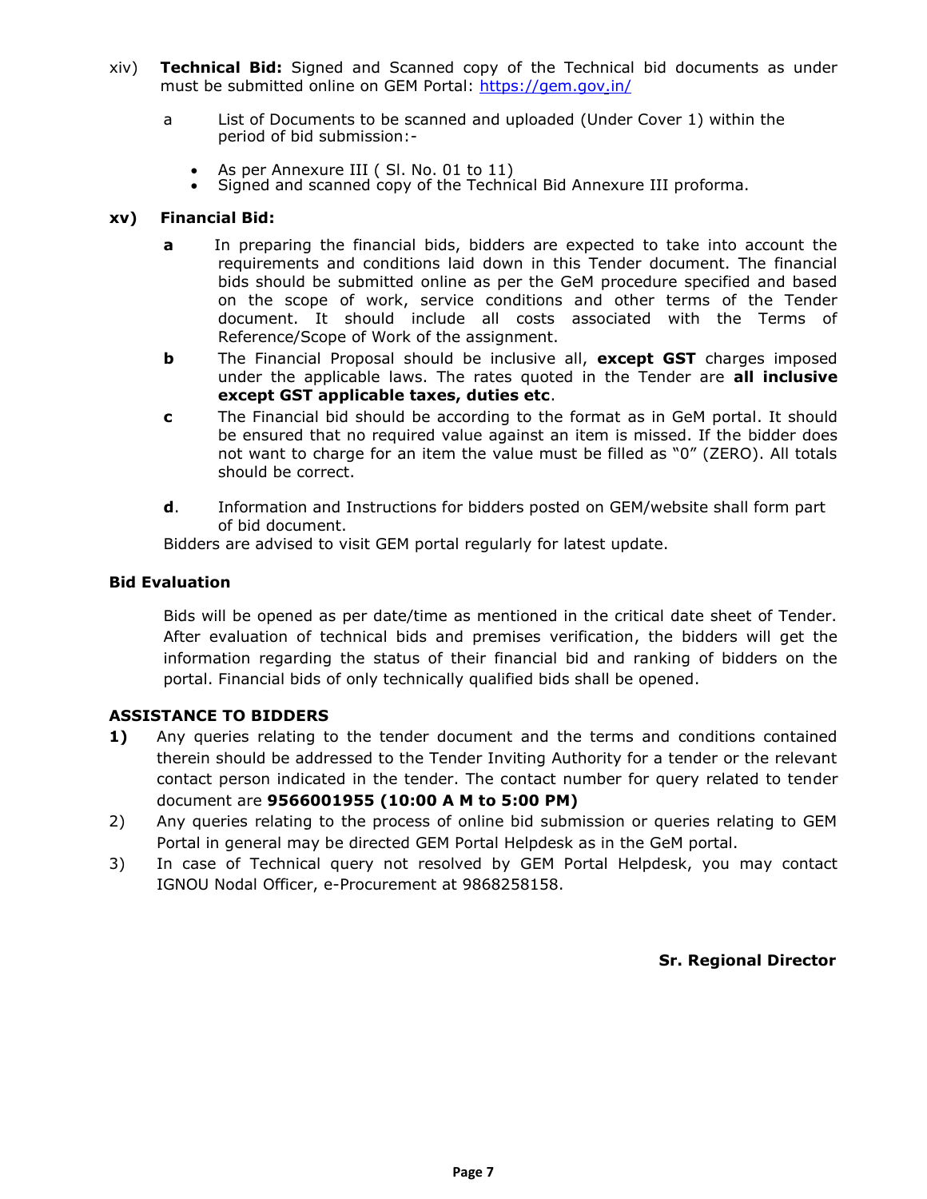xiv) **Technical Bid:** Signed and Scanned copy of the Technical bid documents as under must be submitted online on GEM Portal: https://gem.gov.in/

a List of Documents to be scanned and uploaded (Under Cover 1) within the period of bid submission:-

- As per Annexure III ( Sl. No. 01 to 11)
- Signed and scanned copy of the Technical Bid Annexure III proforma.

**xv) Financial Bid:**

**a** In preparing the financial bids, bidders are expected to take into account the requirements and conditions laid down in this Tender document. The financial bids should be submitted online as per the GeM procedure specified and based on the scope of work, service conditions and other terms of the Tender document. It should include all costs associated with the Terms of Reference/Scope of Work of the assignment.

**b** The Financial Proposal should be inclusive all, **except GST** charges imposed under the applicable laws. The rates quoted in the Tender are **all inclusive except GST applicable taxes, duties etc**.

**c** The Financial bid should be according to the format as in GeM portal. It should be ensured that no required value against an item is missed. If the bidder does not want to charge for an item the value must be filled as "0" (ZERO). All totals should be correct.

**d**. Information and Instructions for bidders posted on GEM/website shall form part of bid document.

Bidders are advised to visit GEM portal regularly for latest update.

**Bid Evaluation**

Bids will be opened as per date/time as mentioned in the critical date sheet of Tender. After evaluation of technical bids and premises verification, the bidders will get the information regarding the status of their financial bid and ranking of bidders on the portal. Financial bids of only technically qualified bids shall be opened.

**ASSISTANCE TO BIDDERS**

**1)** Any queries relating to the tender document and the terms and conditions contained therein should be addressed to the Tender Inviting Authority for a tender or the relevant contact person indicated in the tender. The contact number for query related to tender document are **9566001955 (10:00 A M to 5:00 PM)**

2) Any queries relating to the process of online bid submission or queries relating to GEM Portal in general may be directed GEM Portal Helpdesk as in the GeM portal.

3) In case of Technical query not resolved by GEM Portal Helpdesk, you may contact IGNOU Nodal Officer, e-Procurement at 9868258158.

**Sr. Regional Director**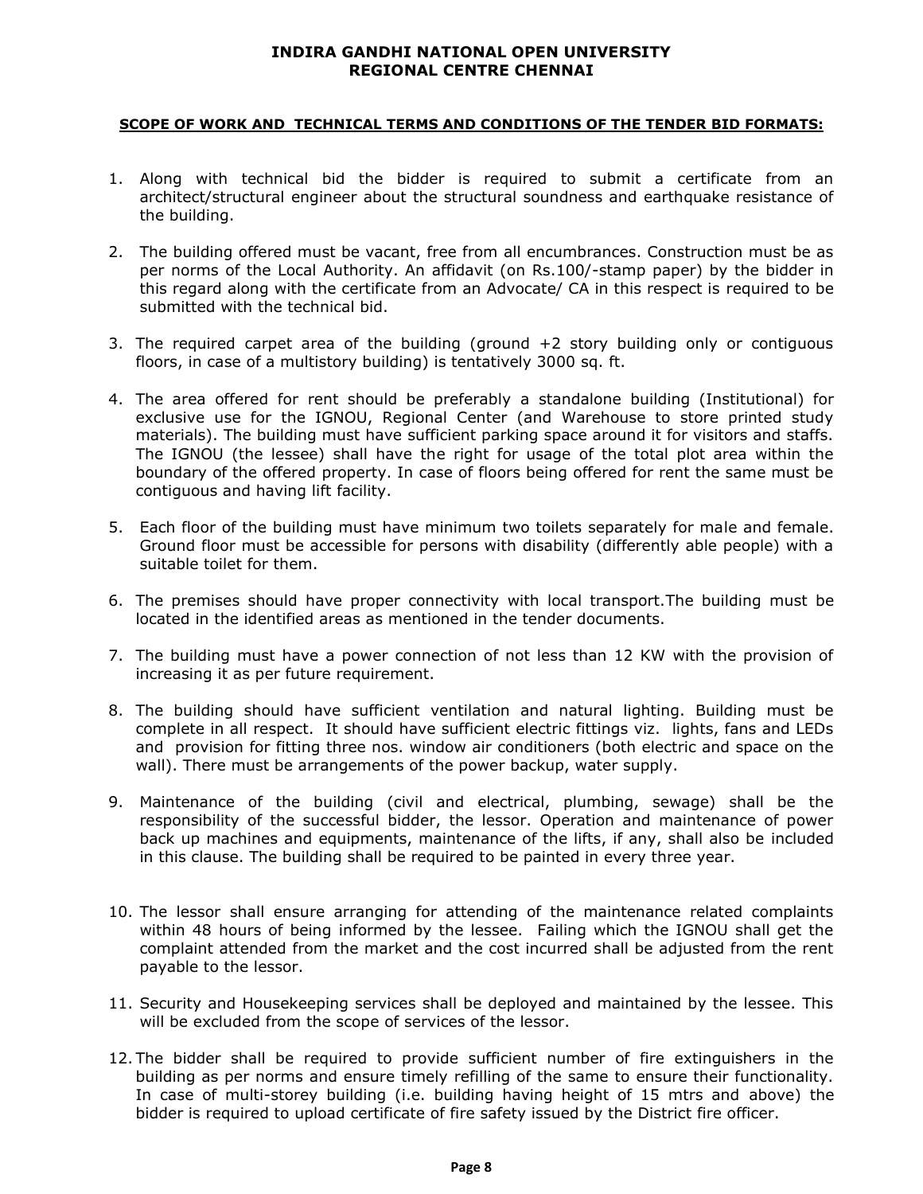**INDIRA GANDHI NATIONAL OPEN UNIVERSITY**
**REGIONAL CENTRE CHENNAI**

**SCOPE OF WORK AND TECHNICAL TERMS AND CONDITIONS OF THE TENDER BID FORMATS:**

1. Along with technical bid the bidder is required to submit a certificate from an architect/structural engineer about the structural soundness and earthquake resistance of the building.

2. The building offered must be vacant, free from all encumbrances. Construction must be as per norms of the Local Authority. An affidavit (on Rs.100/-stamp paper) by the bidder in this regard along with the certificate from an Advocate/ CA in this respect is required to be submitted with the technical bid.

3. The required carpet area of the building (ground +2 story building only or contiguous floors, in case of a multistory building) is tentatively 3000 sq. ft.

4. The area offered for rent should be preferably a standalone building (Institutional) for exclusive use for the IGNOU, Regional Center (and Warehouse to store printed study materials). The building must have sufficient parking space around it for visitors and staffs. The IGNOU (the lessee) shall have the right for usage of the total plot area within the boundary of the offered property. In case of floors being offered for rent the same must be contiguous and having lift facility.

5. Each floor of the building must have minimum two toilets separately for male and female. Ground floor must be accessible for persons with disability (differently able people) with a suitable toilet for them.

6. The premises should have proper connectivity with local transport.The building must be located in the identified areas as mentioned in the tender documents.

7. The building must have a power connection of not less than 12 KW with the provision of increasing it as per future requirement.

8. The building should have sufficient ventilation and natural lighting. Building must be complete in all respect. It should have sufficient electric fittings viz. lights, fans and LEDs and provision for fitting three nos. window air conditioners (both electric and space on the wall). There must be arrangements of the power backup, water supply.

9. Maintenance of the building (civil and electrical, plumbing, sewage) shall be the responsibility of the successful bidder, the lessor. Operation and maintenance of power back up machines and equipments, maintenance of the lifts, if any, shall also be included in this clause. The building shall be required to be painted in every three year.

10. The lessor shall ensure arranging for attending of the maintenance related complaints within 48 hours of being informed by the lessee. Failing which the IGNOU shall get the complaint attended from the market and the cost incurred shall be adjusted from the rent payable to the lessor.

11. Security and Housekeeping services shall be deployed and maintained by the lessee. This will be excluded from the scope of services of the lessor.

12. The bidder shall be required to provide sufficient number of fire extinguishers in the building as per norms and ensure timely refilling of the same to ensure their functionality. In case of multi-storey building (i.e. building having height of 15 mtrs and above) the bidder is required to upload certificate of fire safety issued by the District fire officer.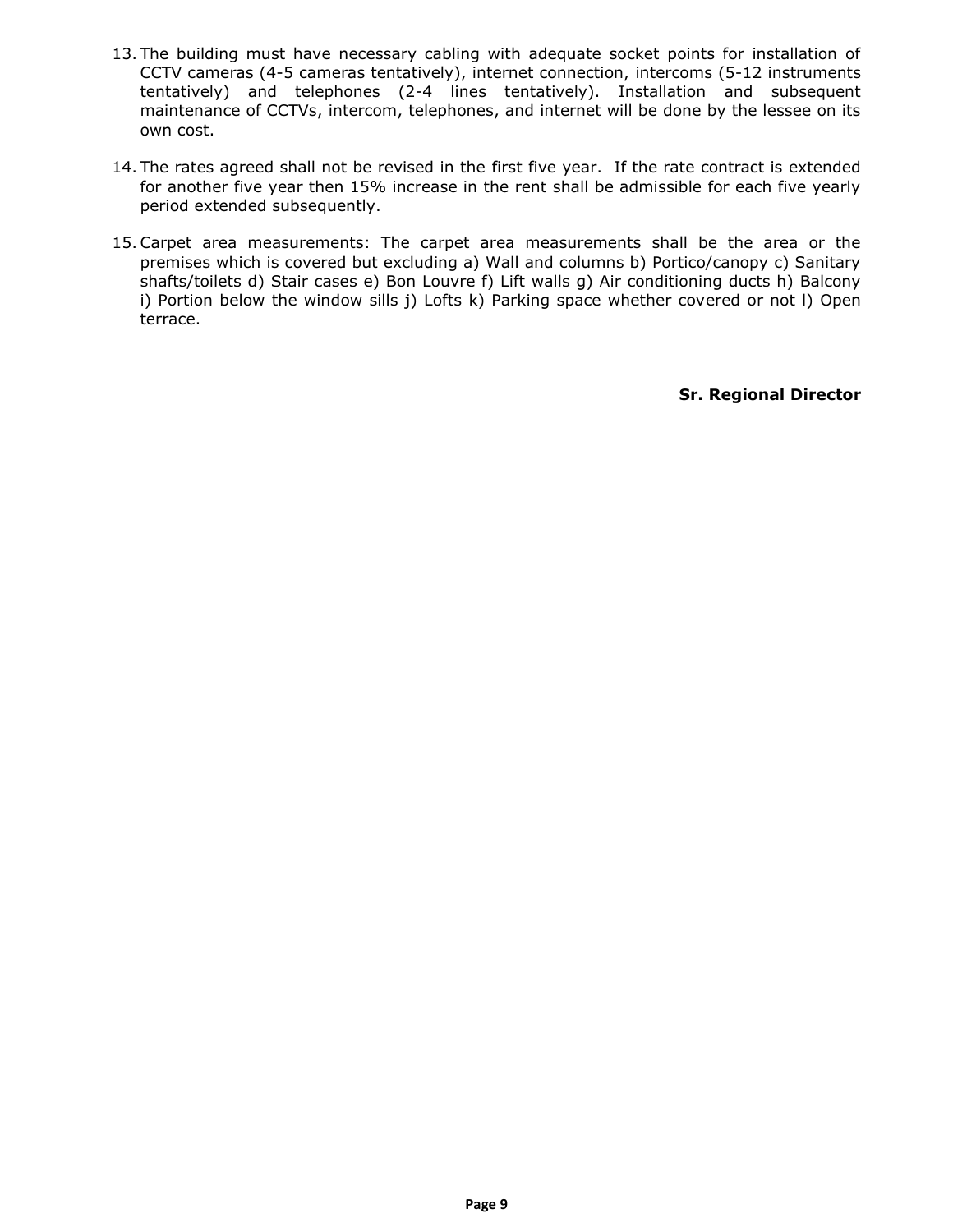13. The building must have necessary cabling with adequate socket points for installation of CCTV cameras (4-5 cameras tentatively), internet connection, intercoms (5-12 instruments tentatively) and telephones (2-4 lines tentatively). Installation and subsequent maintenance of CCTVs, intercom, telephones, and internet will be done by the lessee on its own cost.

14. The rates agreed shall not be revised in the first five year. If the rate contract is extended for another five year then 15% increase in the rent shall be admissible for each five yearly period extended subsequently.

15. Carpet area measurements: The carpet area measurements shall be the area or the premises which is covered but excluding a) Wall and columns b) Portico/canopy c) Sanitary shafts/toilets d) Stair cases e) Bon Louvre f) Lift walls g) Air conditioning ducts h) Balcony i) Portion below the window sills j) Lofts k) Parking space whether covered or not l) Open terrace.

**Sr. Regional Director**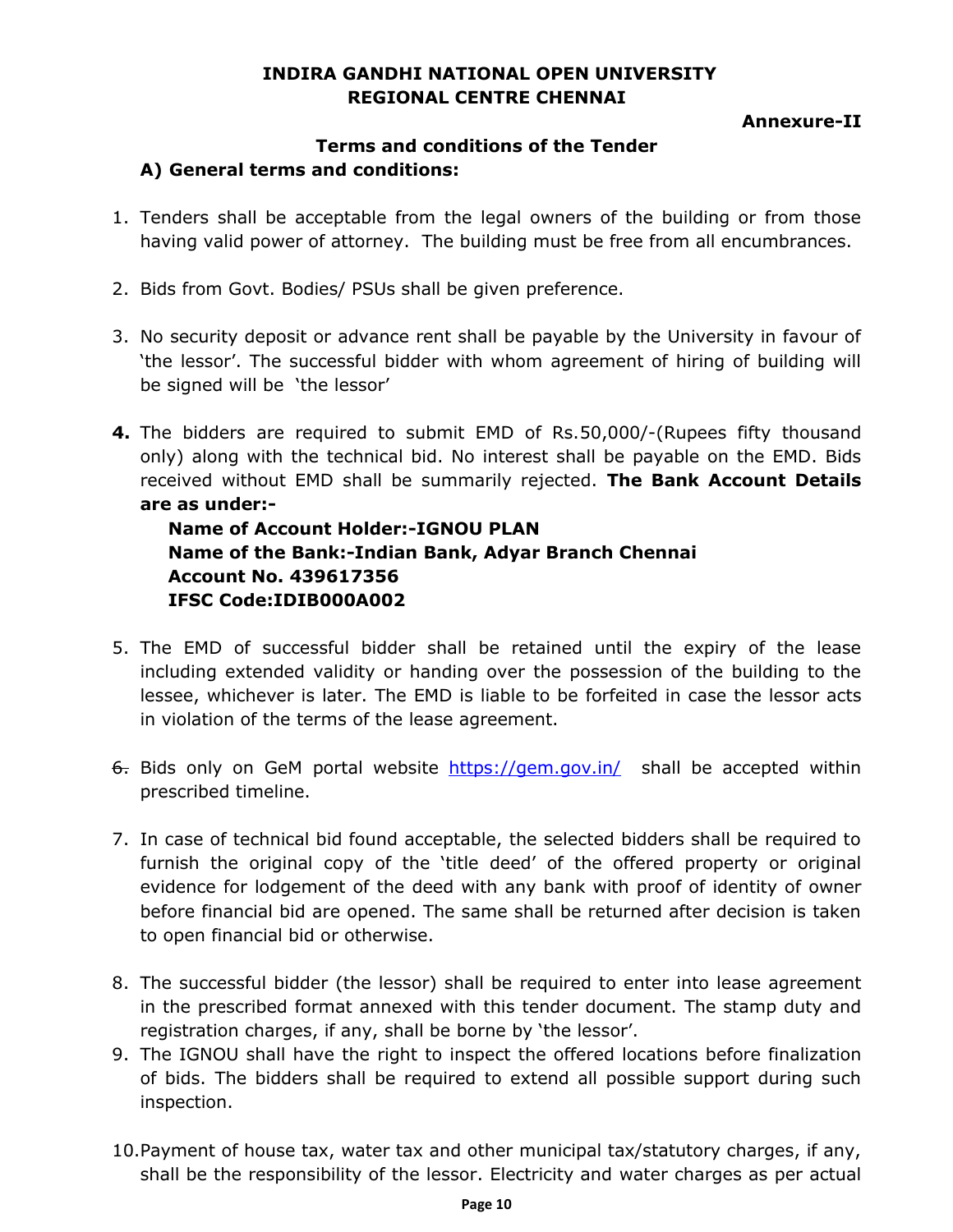**INDIRA GANDHI NATIONAL OPEN UNIVERSITY**
**REGIONAL CENTRE CHENNAI**

**Annexure-II**

**Terms and conditions of the Tender**

**A) General terms and conditions:**

1. Tenders shall be acceptable from the legal owners of the building or from those having valid power of attorney. The building must be free from all encumbrances.

2. Bids from Govt. Bodies/ PSUs shall be given preference.

3. No security deposit or advance rent shall be payable by the University in favour of 'the lessor'. The successful bidder with whom agreement of hiring of building will be signed will be 'the lessor'

4. The bidders are required to submit EMD of Rs.50,000/-(Rupees fifty thousand only) along with the technical bid. No interest shall be payable on the EMD. Bids received without EMD shall be summarily rejected. **The Bank Account Details are as under:-**

   **Name of Account Holder:-IGNOU PLAN**
   **Name of the Bank:-Indian Bank, Adyar Branch Chennai**
   **Account No. 439617356**
   **IFSC Code:IDIB000A002**

5. The EMD of successful bidder shall be retained until the expiry of the lease including extended validity or handing over the possession of the building to the lessee, whichever is later. The EMD is liable to be forfeited in case the lessor acts in violation of the terms of the lease agreement.

6. Bids only on GeM portal website https://gem.gov.in/ shall be accepted within prescribed timeline.

7. In case of technical bid found acceptable, the selected bidders shall be required to furnish the original copy of the 'title deed' of the offered property or original evidence for lodgement of the deed with any bank with proof of identity of owner before financial bid are opened. The same shall be returned after decision is taken to open financial bid or otherwise.

8. The successful bidder (the lessor) shall be required to enter into lease agreement in the prescribed format annexed with this tender document. The stamp duty and registration charges, if any, shall be borne by 'the lessor'.
9. The IGNOU shall have the right to inspect the offered locations before finalization of bids. The bidders shall be required to extend all possible support during such inspection.

10. Payment of house tax, water tax and other municipal tax/statutory charges, if any, shall be the responsibility of the lessor. Electricity and water charges as per actual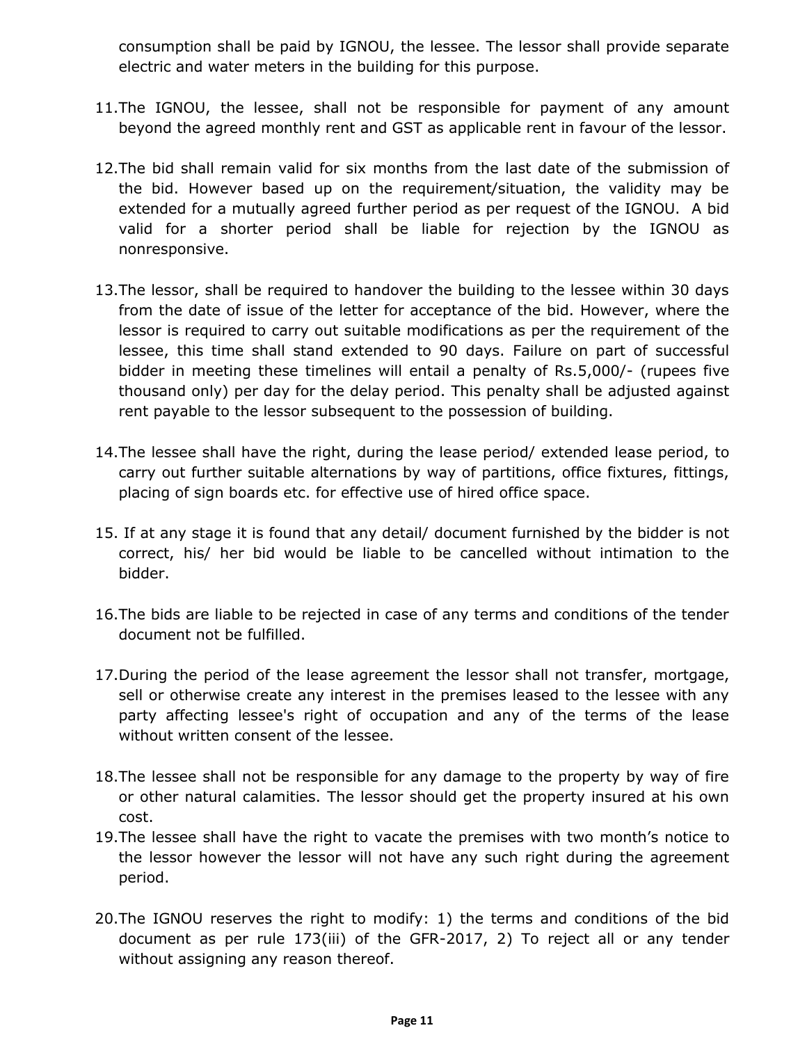consumption shall be paid by IGNOU, the lessee. The lessor shall provide separate electric and water meters in the building for this purpose.

11. The IGNOU, the lessee, shall not be responsible for payment of any amount beyond the agreed monthly rent and GST as applicable rent in favour of the lessor.

12. The bid shall remain valid for six months from the last date of the submission of the bid. However based up on the requirement/situation, the validity may be extended for a mutually agreed further period as per request of the IGNOU. A bid valid for a shorter period shall be liable for rejection by the IGNOU as nonresponsive.

13. The lessor, shall be required to handover the building to the lessee within 30 days from the date of issue of the letter for acceptance of the bid. However, where the lessor is required to carry out suitable modifications as per the requirement of the lessee, this time shall stand extended to 90 days. Failure on part of successful bidder in meeting these timelines will entail a penalty of Rs.5,000/- (rupees five thousand only) per day for the delay period. This penalty shall be adjusted against rent payable to the lessor subsequent to the possession of building.

14. The lessee shall have the right, during the lease period/ extended lease period, to carry out further suitable alternations by way of partitions, office fixtures, fittings, placing of sign boards etc. for effective use of hired office space.

15. If at any stage it is found that any detail/ document furnished by the bidder is not correct, his/ her bid would be liable to be cancelled without intimation to the bidder.

16. The bids are liable to be rejected in case of any terms and conditions of the tender document not be fulfilled.

17. During the period of the lease agreement the lessor shall not transfer, mortgage, sell or otherwise create any interest in the premises leased to the lessee with any party affecting lessee's right of occupation and any of the terms of the lease without written consent of the lessee.

18. The lessee shall not be responsible for any damage to the property by way of fire or other natural calamities. The lessor should get the property insured at his own cost.

19. The lessee shall have the right to vacate the premises with two month's notice to the lessor however the lessor will not have any such right during the agreement period.

20. The IGNOU reserves the right to modify: 1) the terms and conditions of the bid document as per rule 173(iii) of the GFR-2017, 2) To reject all or any tender without assigning any reason thereof.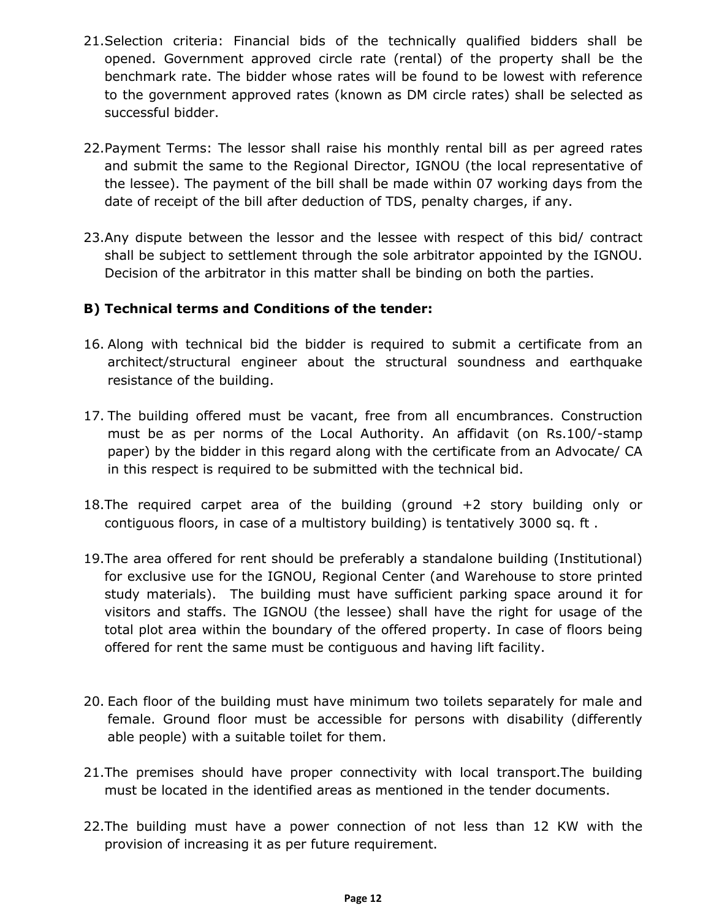21. Selection criteria: Financial bids of the technically qualified bidders shall be opened. Government approved circle rate (rental) of the property shall be the benchmark rate. The bidder whose rates will be found to be lowest with reference to the government approved rates (known as DM circle rates) shall be selected as successful bidder.

22. Payment Terms: The lessor shall raise his monthly rental bill as per agreed rates and submit the same to the Regional Director, IGNOU (the local representative of the lessee). The payment of the bill shall be made within 07 working days from the date of receipt of the bill after deduction of TDS, penalty charges, if any.

23. Any dispute between the lessor and the lessee with respect of this bid/ contract shall be subject to settlement through the sole arbitrator appointed by the IGNOU. Decision of the arbitrator in this matter shall be binding on both the parties.

**B) Technical terms and Conditions of the tender:**

16. Along with technical bid the bidder is required to submit a certificate from an architect/structural engineer about the structural soundness and earthquake resistance of the building.

17. The building offered must be vacant, free from all encumbrances. Construction must be as per norms of the Local Authority. An affidavit (on Rs.100/-stamp paper) by the bidder in this regard along with the certificate from an Advocate/ CA in this respect is required to be submitted with the technical bid.

18. The required carpet area of the building (ground +2 story building only or contiguous floors, in case of a multistory building) is tentatively 3000 sq. ft .

19. The area offered for rent should be preferably a standalone building (Institutional) for exclusive use for the IGNOU, Regional Center (and Warehouse to store printed study materials). The building must have sufficient parking space around it for visitors and staffs. The IGNOU (the lessee) shall have the right for usage of the total plot area within the boundary of the offered property. In case of floors being offered for rent the same must be contiguous and having lift facility.

20. Each floor of the building must have minimum two toilets separately for male and female. Ground floor must be accessible for persons with disability (differently able people) with a suitable toilet for them.

21. The premises should have proper connectivity with local transport.The building must be located in the identified areas as mentioned in the tender documents.

22. The building must have a power connection of not less than 12 KW with the provision of increasing it as per future requirement.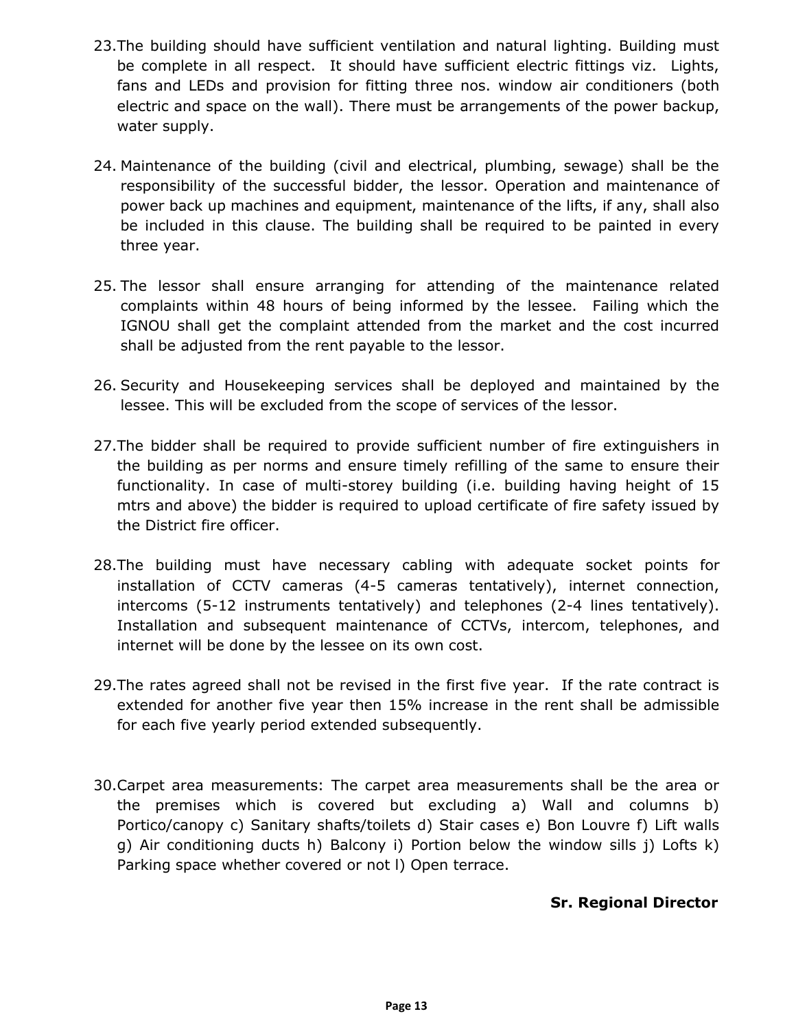23. The building should have sufficient ventilation and natural lighting. Building must be complete in all respect. It should have sufficient electric fittings viz. Lights, fans and LEDs and provision for fitting three nos. window air conditioners (both electric and space on the wall). There must be arrangements of the power backup, water supply.

24. Maintenance of the building (civil and electrical, plumbing, sewage) shall be the responsibility of the successful bidder, the lessor. Operation and maintenance of power back up machines and equipment, maintenance of the lifts, if any, shall also be included in this clause. The building shall be required to be painted in every three year.

25. The lessor shall ensure arranging for attending of the maintenance related complaints within 48 hours of being informed by the lessee. Failing which the IGNOU shall get the complaint attended from the market and the cost incurred shall be adjusted from the rent payable to the lessor.

26. Security and Housekeeping services shall be deployed and maintained by the lessee. This will be excluded from the scope of services of the lessor.

27. The bidder shall be required to provide sufficient number of fire extinguishers in the building as per norms and ensure timely refilling of the same to ensure their functionality. In case of multi-storey building (i.e. building having height of 15 mtrs and above) the bidder is required to upload certificate of fire safety issued by the District fire officer.

28. The building must have necessary cabling with adequate socket points for installation of CCTV cameras (4-5 cameras tentatively), internet connection, intercoms (5-12 instruments tentatively) and telephones (2-4 lines tentatively). Installation and subsequent maintenance of CCTVs, intercom, telephones, and internet will be done by the lessee on its own cost.

29. The rates agreed shall not be revised in the first five year. If the rate contract is extended for another five year then 15% increase in the rent shall be admissible for each five yearly period extended subsequently.

30. Carpet area measurements: The carpet area measurements shall be the area or the premises which is covered but excluding a) Wall and columns b) Portico/canopy c) Sanitary shafts/toilets d) Stair cases e) Bon Louvre f) Lift walls g) Air conditioning ducts h) Balcony i) Portion below the window sills j) Lofts k) Parking space whether covered or not l) Open terrace.

**Sr. Regional Director**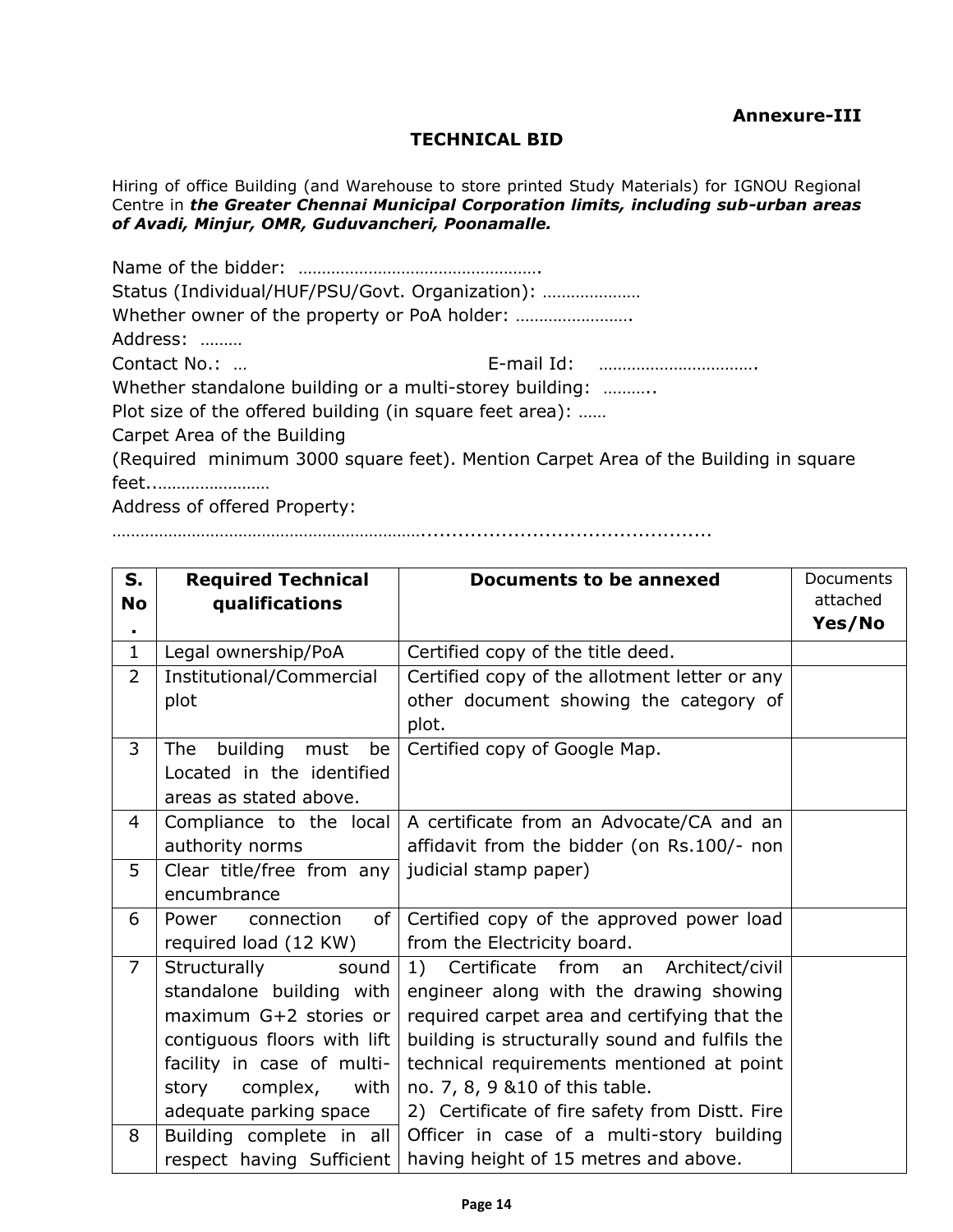**Annexure-III**

**TECHNICAL BID**

Hiring of office Building (and Warehouse to store printed Study Materials) for IGNOU Regional Centre in ***the Greater Chennai Municipal Corporation limits, including sub-urban areas of Avadi, Minjur, OMR, Guduvancheri, Poonamalle.***

Name of the bidder: …………………………………………….

Status (Individual/HUF/PSU/Govt. Organization): …………………

Whether owner of the property or PoA holder: …………………….

Address: ………

Contact No.: … E-mail Id: …………………………….

Whether standalone building or a multi-storey building: ………..

Plot size of the offered building (in square feet area): ……

Carpet Area of the Building

(Required minimum 3000 square feet). Mention Carpet Area of the Building in square feet..……………………

Address of offered Property:

………………………………………………………..............................................

| S. No. | Required Technical qualifications | Documents to be annexed | Documents attached Yes/No |
|---|---|---|---|
| 1 | Legal ownership/PoA | Certified copy of the title deed. | |
| 2 | Institutional/Commercial plot | Certified copy of the allotment letter or any other document showing the category of plot. | |
| 3 | The building must be Located in the identified areas as stated above. | Certified copy of Google Map. | |
| 4 | Compliance to the local authority norms | A certificate from an Advocate/CA and an affidavit from the bidder (on Rs.100/- non judicial stamp paper) | |
| 5 | Clear title/free from any encumbrance | | |
| 6 | Power connection of required load (12 KW) | Certified copy of the approved power load from the Electricity board. | |
| 7 | Structurally sound standalone building with maximum G+2 stories or contiguous floors with lift facility in case of multi-story complex, with adequate parking space | 1) Certificate from an Architect/civil engineer along with the drawing showing required carpet area and certifying that the building is structurally sound and fulfils the technical requirements mentioned at point no. 7, 8, 9 &10 of this table.<br>2) Certificate of fire safety from Distt. Fire Officer in case of a multi-story building having height of 15 metres and above. | |
| 8 | Building complete in all respect having Sufficient | | |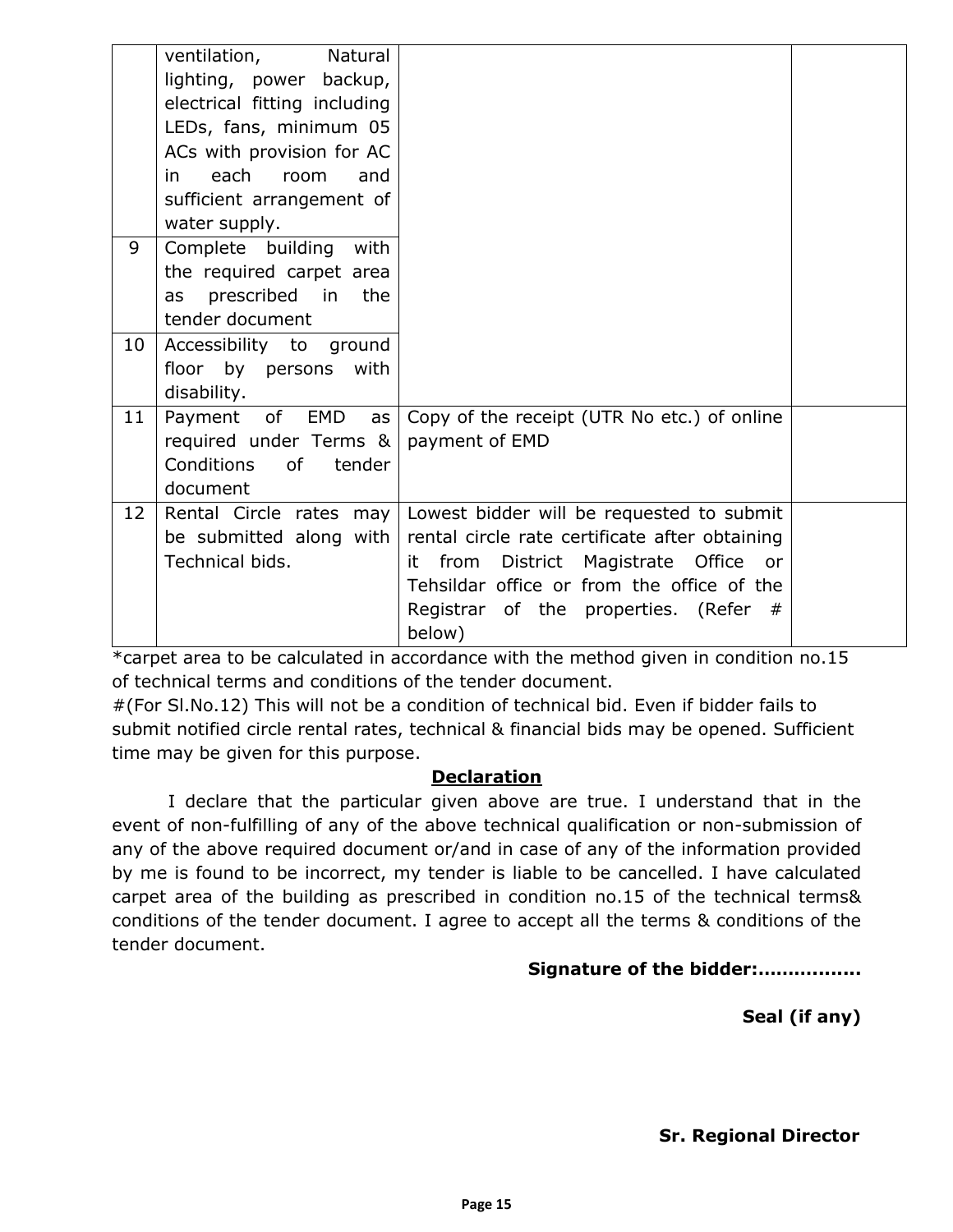| | | | |
|---|---|---|---|
| | ventilation, Natural lighting, power backup, electrical fitting including LEDs, fans, minimum 05 ACs with provision for AC in each room and sufficient arrangement of water supply. | | |
| 9 | Complete building with the required carpet area as prescribed in the tender document | | |
| 10 | Accessibility to ground floor by persons with disability. | | |
| 11 | Payment of EMD as required under Terms & Conditions of tender document | Copy of the receipt (UTR No etc.) of online payment of EMD | |
| 12 | Rental Circle rates may be submitted along with Technical bids. | Lowest bidder will be requested to submit rental circle rate certificate after obtaining it from District Magistrate Office or Tehsildar office or from the office of the Registrar of the properties. (Refer # below) | |

*carpet area to be calculated in accordance with the method given in condition no.15 of technical terms and conditions of the tender document.

#(For Sl.No.12) This will not be a condition of technical bid. Even if bidder fails to submit notified circle rental rates, technical & financial bids may be opened. Sufficient time may be given for this purpose.

**Declaration**

I declare that the particular given above are true. I understand that in the event of non-fulfilling of any of the above technical qualification or non-submission of any of the above required document or/and in case of any of the information provided by me is found to be incorrect, my tender is liable to be cancelled. I have calculated carpet area of the building as prescribed in condition no.15 of the technical terms& conditions of the tender document. I agree to accept all the terms & conditions of the tender document.

**Signature of the bidder:................**

**Seal (if any)**

**Sr. Regional Director**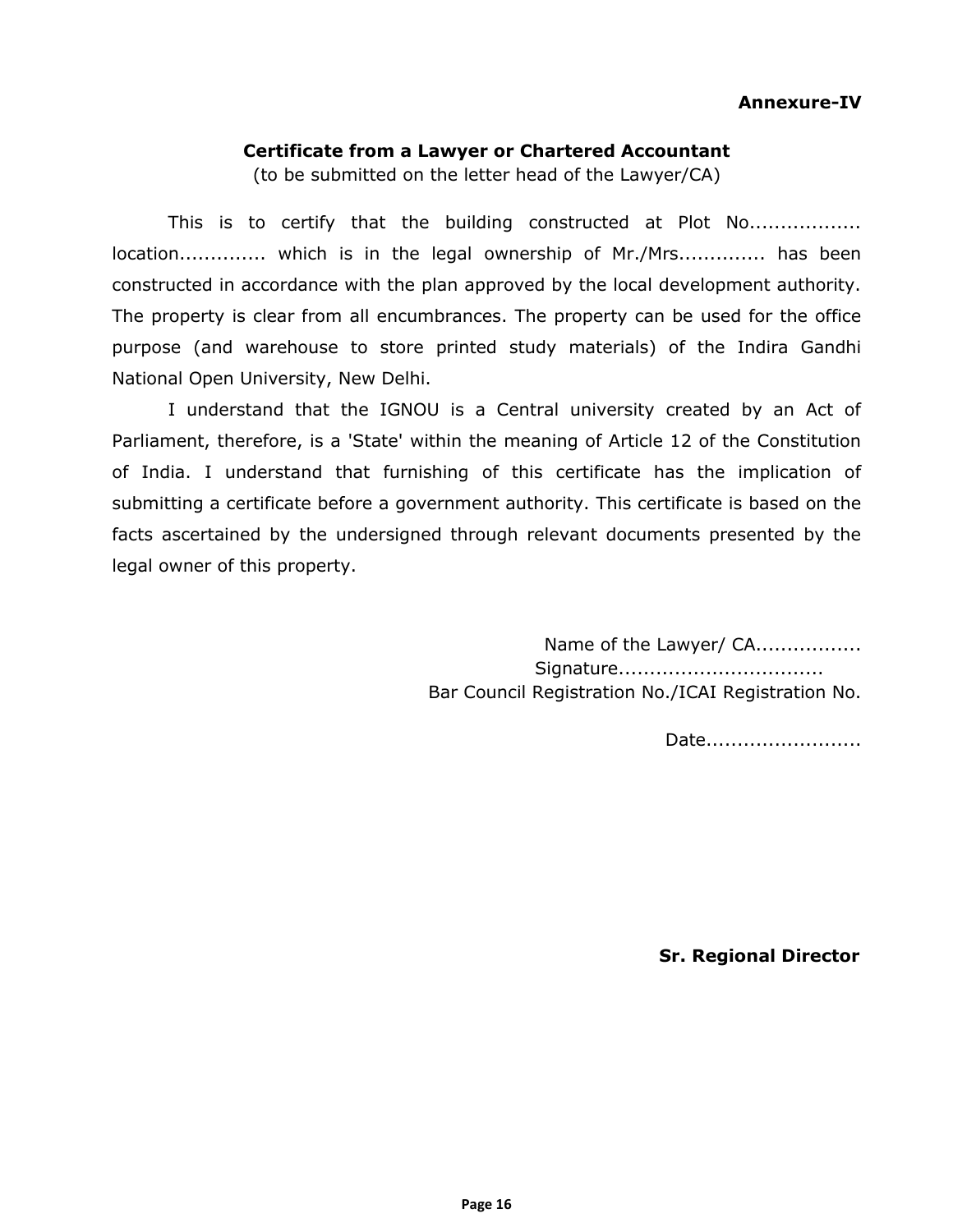**Annexure-IV**

**Certificate from a Lawyer or Chartered Accountant**

(to be submitted on the letter head of the Lawyer/CA)

This is to certify that the building constructed at Plot No.................. location............. which is in the legal ownership of Mr./Mrs............. has been constructed in accordance with the plan approved by the local development authority. The property is clear from all encumbrances. The property can be used for the office purpose (and warehouse to store printed study materials) of the Indira Gandhi National Open University, New Delhi.

I understand that the IGNOU is a Central university created by an Act of Parliament, therefore, is a 'State' within the meaning of Article 12 of the Constitution of India. I understand that furnishing of this certificate has the implication of submitting a certificate before a government authority. This certificate is based on the facts ascertained by the undersigned through relevant documents presented by the legal owner of this property.

Name of the Lawyer/ CA.................
Signature................................
Bar Council Registration No./ICAI Registration No.

Date.........................

**Sr. Regional Director**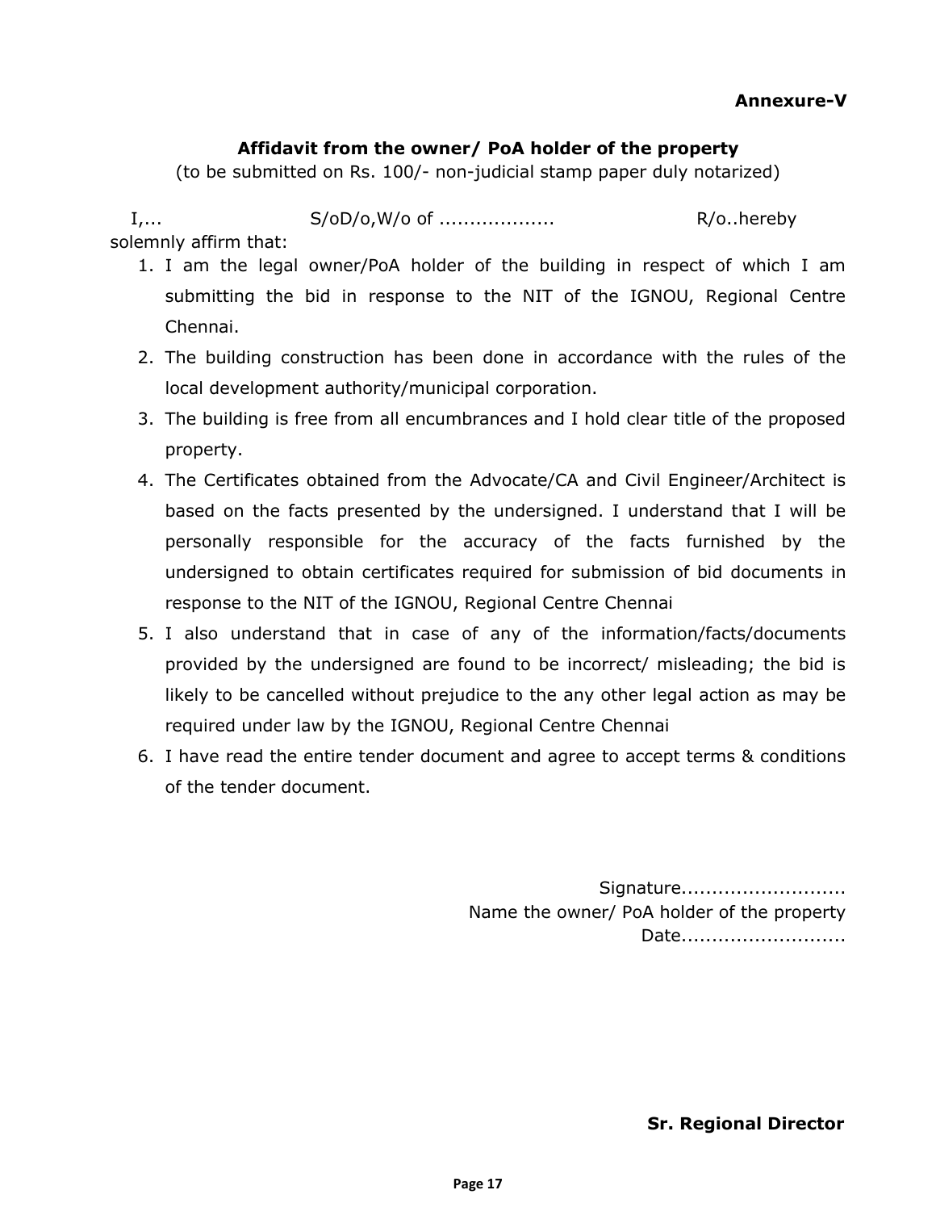**Annexure-V**

## Affidavit from the owner/ PoA holder of the property

(to be submitted on Rs. 100/- non-judicial stamp paper duly notarized)

I,... S/oD/o,W/o of .................. R/o..hereby solemnly affirm that:

1. I am the legal owner/PoA holder of the building in respect of which I am submitting the bid in response to the NIT of the IGNOU, Regional Centre Chennai.
2. The building construction has been done in accordance with the rules of the local development authority/municipal corporation.
3. The building is free from all encumbrances and I hold clear title of the proposed property.
4. The Certificates obtained from the Advocate/CA and Civil Engineer/Architect is based on the facts presented by the undersigned. I understand that I will be personally responsible for the accuracy of the facts furnished by the undersigned to obtain certificates required for submission of bid documents in response to the NIT of the IGNOU, Regional Centre Chennai
5. I also understand that in case of any of the information/facts/documents provided by the undersigned are found to be incorrect/ misleading; the bid is likely to be cancelled without prejudice to the any other legal action as may be required under law by the IGNOU, Regional Centre Chennai
6. I have read the entire tender document and agree to accept terms & conditions of the tender document.

Signature...........................
Name the owner/ PoA holder of the property
Date...........................

**Sr. Regional Director**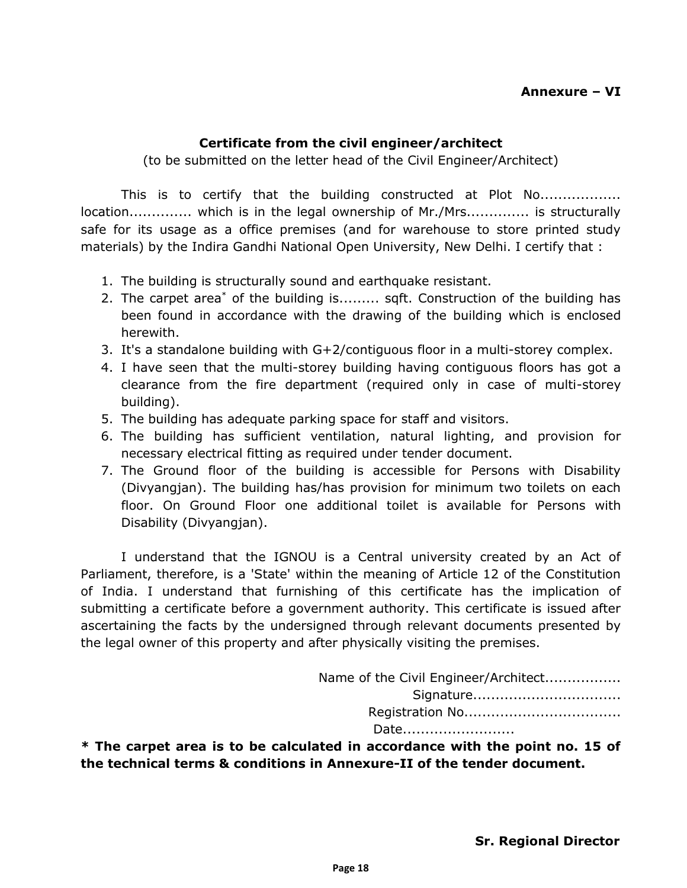**Annexure – VI**

**Certificate from the civil engineer/architect**

(to be submitted on the letter head of the Civil Engineer/Architect)

This is to certify that the building constructed at Plot No.................. location............. which is in the legal ownership of Mr./Mrs............. is structurally safe for its usage as a office premises (and for warehouse to store printed study materials) by the Indira Gandhi National Open University, New Delhi. I certify that :

1. The building is structurally sound and earthquake resistant.
2. The carpet area* of the building is......... sqft. Construction of the building has been found in accordance with the drawing of the building which is enclosed herewith.
3. It's a standalone building with G+2/contiguous floor in a multi-storey complex.
4. I have seen that the multi-storey building having contiguous floors has got a clearance from the fire department (required only in case of multi-storey building).
5. The building has adequate parking space for staff and visitors.
6. The building has sufficient ventilation, natural lighting, and provision for necessary electrical fitting as required under tender document.
7. The Ground floor of the building is accessible for Persons with Disability (Divyangjan). The building has/has provision for minimum two toilets on each floor. On Ground Floor one additional toilet is available for Persons with Disability (Divyangjan).

I understand that the IGNOU is a Central university created by an Act of Parliament, therefore, is a 'State' within the meaning of Article 12 of the Constitution of India. I understand that furnishing of this certificate has the implication of submitting a certificate before a government authority. This certificate is issued after ascertaining the facts by the undersigned through relevant documents presented by the legal owner of this property and after physically visiting the premises.

Name of the Civil Engineer/Architect.................
Signature.................................
Registration No..................................
Date.........................

**\* The carpet area is to be calculated in accordance with the point no. 15 of the technical terms & conditions in Annexure-II of the tender document.**

**Sr. Regional Director**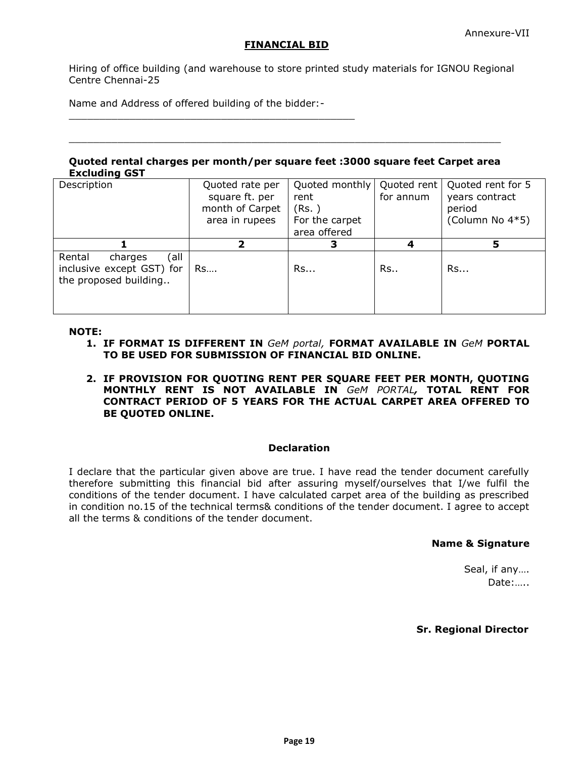Annexure-VII

## FINANCIAL BID

Hiring of office building (and warehouse to store printed study materials for IGNOU Regional Centre Chennai-25

Name and Address of offered building of the bidder:-
\_\_\_\_\_\_\_\_\_\_\_\_\_\_\_\_\_\_\_\_\_\_\_\_\_\_\_\_\_\_\_\_\_\_\_\_\_\_\_\_\_\_\_\_\_\_\_\_

\_\_\_\_\_\_\_\_\_\_\_\_\_\_\_\_\_\_\_\_\_\_\_\_\_\_\_\_\_\_\_\_\_\_\_\_\_\_\_\_\_\_\_\_\_\_\_\_\_\_\_\_\_\_\_\_\_\_\_\_\_\_\_\_\_\_\_\_\_\_\_\_

**Quoted rental charges per month/per square feet :3000 square feet Carpet area Excluding GST**

| Description | Quoted rate per square ft. per month of Carpet area in rupees | Quoted monthly rent (Rs. ) For the carpet area offered | Quoted rent for annum | Quoted rent for 5 years contract period (Column No 4*5) |
|---|---|---|---|---|
| **1** | **2** | **3** | **4** | **5** |
| Rental charges (all inclusive except GST) for the proposed building.. | Rs…. | Rs... | Rs.. | Rs... |

**NOTE:**

1. **IF FORMAT IS DIFFERENT IN** *GeM portal,* **FORMAT AVAILABLE IN** *GeM* **PORTAL TO BE USED FOR SUBMISSION OF FINANCIAL BID ONLINE.**
2. **IF PROVISION FOR QUOTING RENT PER SQUARE FEET PER MONTH, QUOTING MONTHLY RENT IS NOT AVAILABLE IN** *GeM PORTAL***, TOTAL RENT FOR CONTRACT PERIOD OF 5 YEARS FOR THE ACTUAL CARPET AREA OFFERED TO BE QUOTED ONLINE.**

### Declaration

I declare that the particular given above are true. I have read the tender document carefully therefore submitting this financial bid after assuring myself/ourselves that I/we fulfil the conditions of the tender document. I have calculated carpet area of the building as prescribed in condition no.15 of the technical terms& conditions of the tender document. I agree to accept all the terms & conditions of the tender document.

**Name & Signature**

Seal, if any….
Date:…..

**Sr. Regional Director**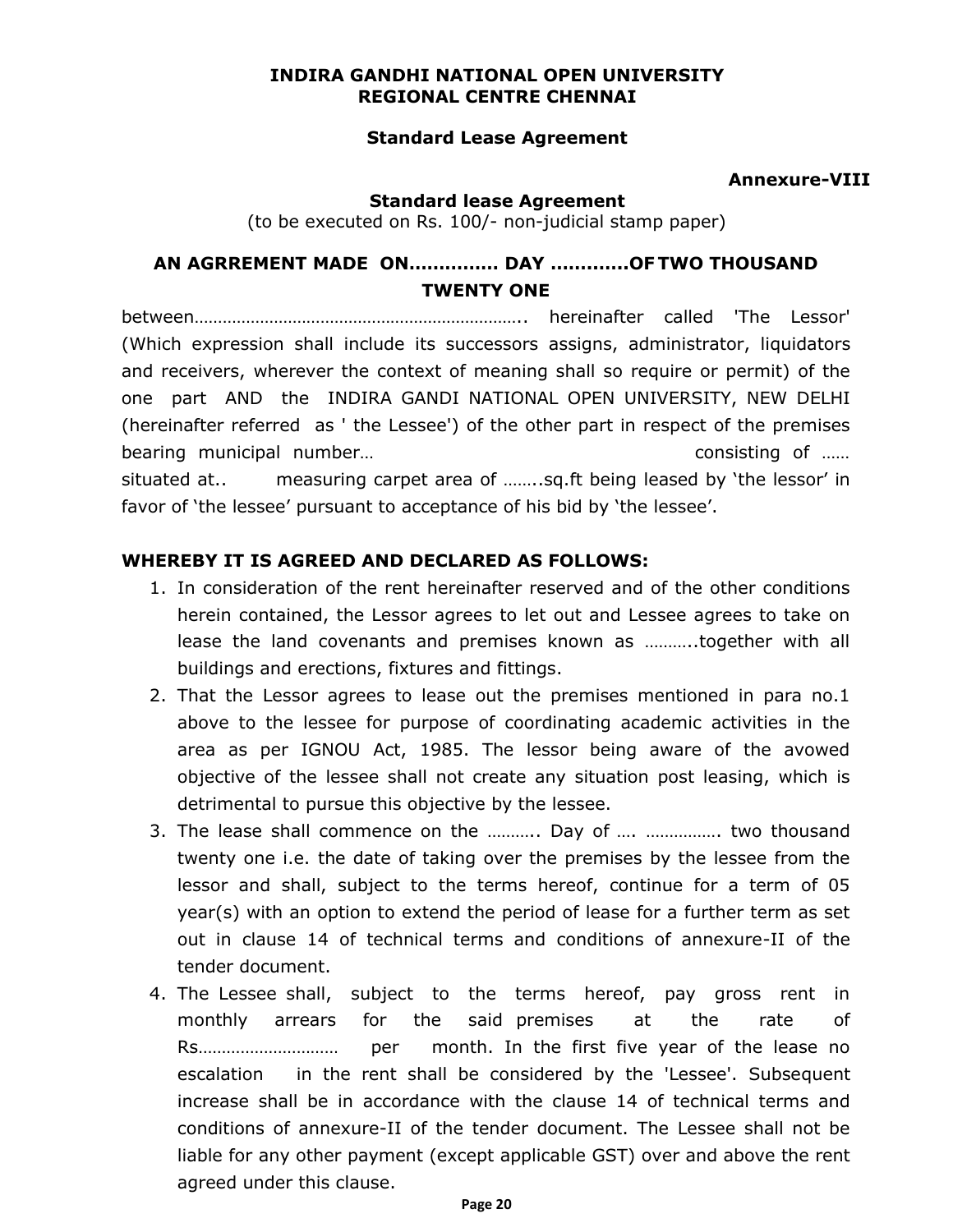**INDIRA GANDHI NATIONAL OPEN UNIVERSITY**
**REGIONAL CENTRE CHENNAI**

**Standard Lease Agreement**

**Annexure-VIII**

**Standard lease Agreement**
(to be executed on Rs. 100/- non-judicial stamp paper)

**AN AGRREMENT MADE ON.............. DAY ............OF TWO THOUSAND TWENTY ONE**

between…………………………………………………………….. hereinafter called 'The Lessor' (Which expression shall include its successors assigns, administrator, liquidators and receivers, wherever the context of meaning shall so require or permit) of the one part AND the INDIRA GANDI NATIONAL OPEN UNIVERSITY, NEW DELHI (hereinafter referred as ' the Lessee') of the other part in respect of the premises bearing municipal number… consisting of …… situated at.. measuring carpet area of ……..sq.ft being leased by 'the lessor' in favor of 'the lessee' pursuant to acceptance of his bid by 'the lessee'.

**WHEREBY IT IS AGREED AND DECLARED AS FOLLOWS:**

1. In consideration of the rent hereinafter reserved and of the other conditions herein contained, the Lessor agrees to let out and Lessee agrees to take on lease the land covenants and premises known as ………..together with all buildings and erections, fixtures and fittings.
2. That the Lessor agrees to lease out the premises mentioned in para no.1 above to the lessee for purpose of coordinating academic activities in the area as per IGNOU Act, 1985. The lessor being aware of the avowed objective of the lessee shall not create any situation post leasing, which is detrimental to pursue this objective by the lessee.
3. The lease shall commence on the ……….. Day of …. ……………. two thousand twenty one i.e. the date of taking over the premises by the lessee from the lessor and shall, subject to the terms hereof, continue for a term of 05 year(s) with an option to extend the period of lease for a further term as set out in clause 14 of technical terms and conditions of annexure-II of the tender document.
4. The Lessee shall, subject to the terms hereof, pay gross rent in monthly arrears for the said premises at the rate of Rs………………………… per month. In the first five year of the lease no escalation in the rent shall be considered by the 'Lessee'. Subsequent increase shall be in accordance with the clause 14 of technical terms and conditions of annexure-II of the tender document. The Lessee shall not be liable for any other payment (except applicable GST) over and above the rent agreed under this clause.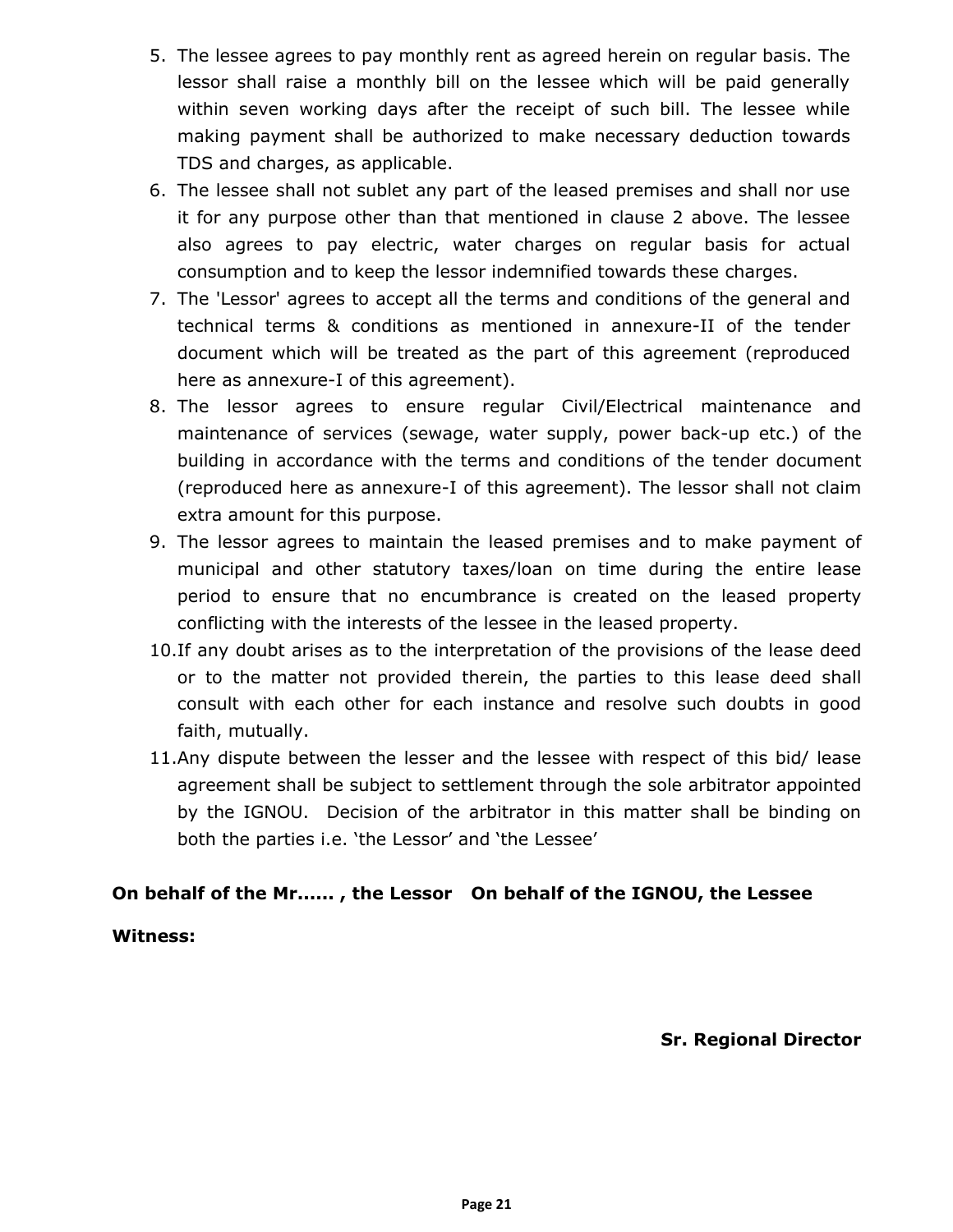5. The lessee agrees to pay monthly rent as agreed herein on regular basis. The lessor shall raise a monthly bill on the lessee which will be paid generally within seven working days after the receipt of such bill. The lessee while making payment shall be authorized to make necessary deduction towards TDS and charges, as applicable.
6. The lessee shall not sublet any part of the leased premises and shall nor use it for any purpose other than that mentioned in clause 2 above. The lessee also agrees to pay electric, water charges on regular basis for actual consumption and to keep the lessor indemnified towards these charges.
7. The 'Lessor' agrees to accept all the terms and conditions of the general and technical terms & conditions as mentioned in annexure-II of the tender document which will be treated as the part of this agreement (reproduced here as annexure-I of this agreement).
8. The lessor agrees to ensure regular Civil/Electrical maintenance and maintenance of services (sewage, water supply, power back-up etc.) of the building in accordance with the terms and conditions of the tender document (reproduced here as annexure-I of this agreement). The lessor shall not claim extra amount for this purpose.
9. The lessor agrees to maintain the leased premises and to make payment of municipal and other statutory taxes/loan on time during the entire lease period to ensure that no encumbrance is created on the leased property conflicting with the interests of the lessee in the leased property.
10. If any doubt arises as to the interpretation of the provisions of the lease deed or to the matter not provided therein, the parties to this lease deed shall consult with each other for each instance and resolve such doubts in good faith, mutually.
11. Any dispute between the lesser and the lessee with respect of this bid/ lease agreement shall be subject to settlement through the sole arbitrator appointed by the IGNOU. Decision of the arbitrator in this matter shall be binding on both the parties i.e. 'the Lessor' and 'the Lessee'

**On behalf of the Mr...... , the Lessor On behalf of the IGNOU, the Lessee**

**Witness:**

**Sr. Regional Director**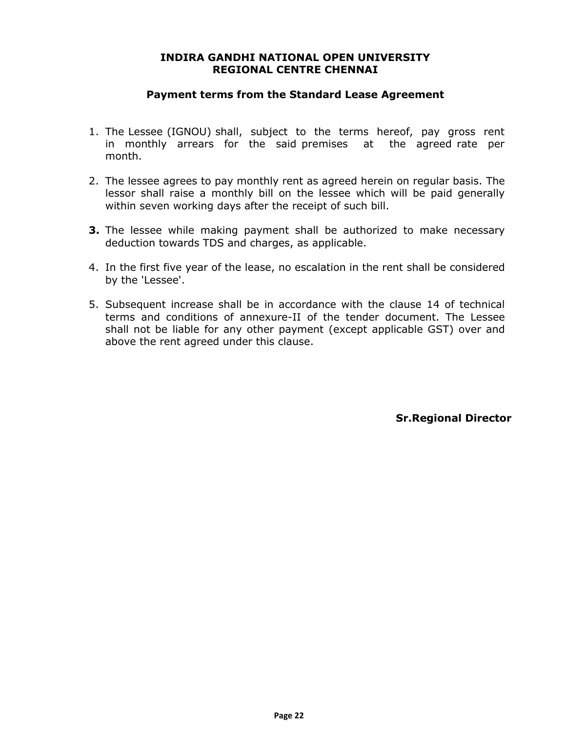**INDIRA GANDHI NATIONAL OPEN UNIVERSITY**
**REGIONAL CENTRE CHENNAI**

**Payment terms from the Standard Lease Agreement**

1. The Lessee (IGNOU) shall, subject to the terms hereof, pay gross rent in monthly arrears for the said premises at the agreed rate per month.

2. The lessee agrees to pay monthly rent as agreed herein on regular basis. The lessor shall raise a monthly bill on the lessee which will be paid generally within seven working days after the receipt of such bill.

3. The lessee while making payment shall be authorized to make necessary deduction towards TDS and charges, as applicable.

4. In the first five year of the lease, no escalation in the rent shall be considered by the 'Lessee'.

5. Subsequent increase shall be in accordance with the clause 14 of technical terms and conditions of annexure-II of the tender document. The Lessee shall not be liable for any other payment (except applicable GST) over and above the rent agreed under this clause.

**Sr.Regional Director**